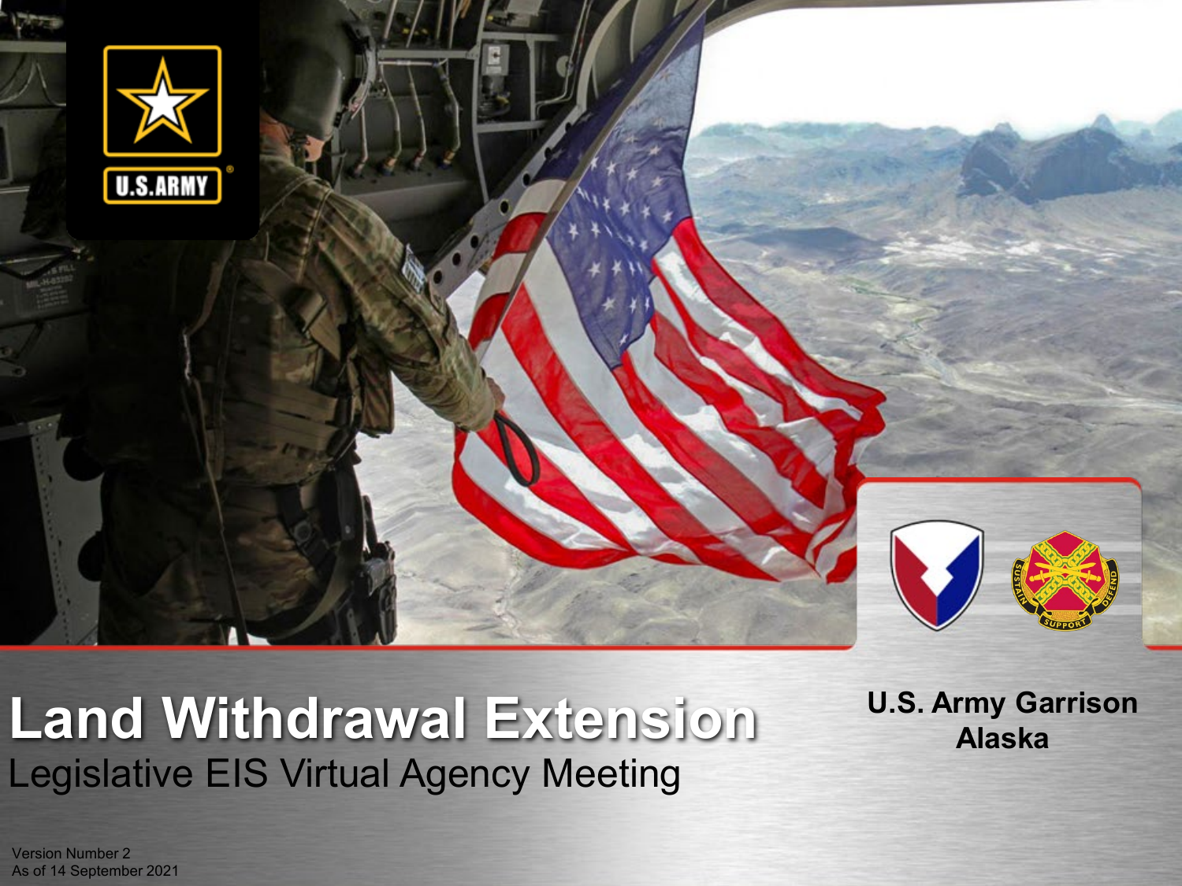# Land Withdrawal Extension

Legislative EIS Virtual Agency Meeting

**U.S. Army Garrison Alaska**

Version Number 2
As of 14 September 2021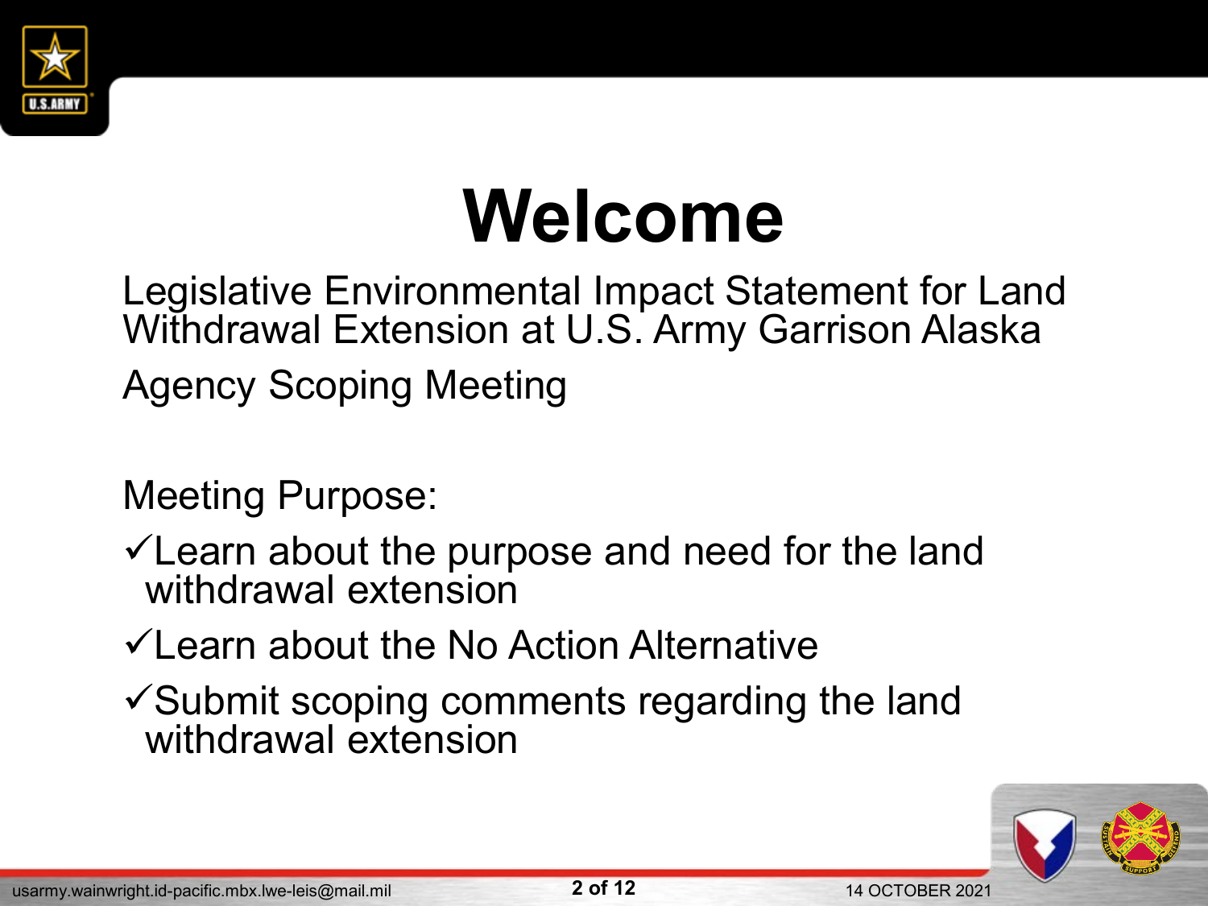# Welcome

Legislative Environmental Impact Statement for Land Withdrawal Extension at U.S. Army Garrison Alaska

Agency Scoping Meeting

Meeting Purpose:

- ✓Learn about the purpose and need for the land withdrawal extension
- ✓Learn about the No Action Alternative
- ✓Submit scoping comments regarding the land withdrawal extension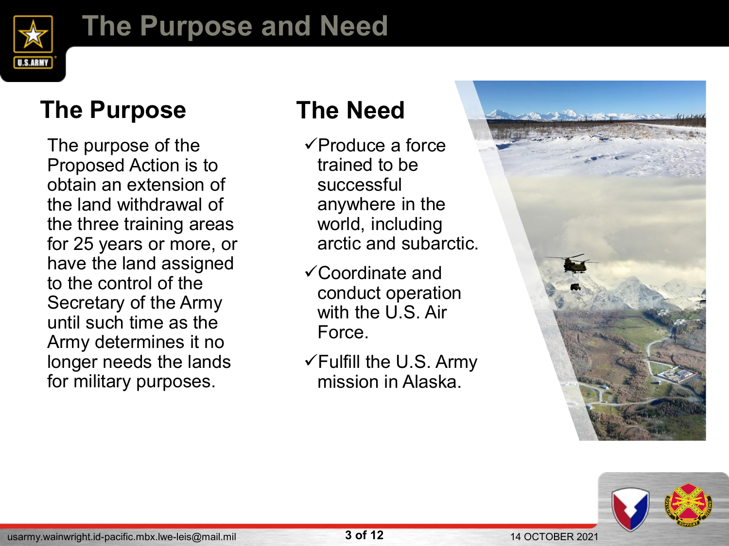# The Purpose and Need

## The Purpose

The purpose of the Proposed Action is to obtain an extension of the land withdrawal of the three training areas for 25 years or more, or have the land assigned to the control of the Secretary of the Army until such time as the Army determines it no longer needs the lands for military purposes.

## The Need

- ✓Produce a force trained to be successful anywhere in the world, including arctic and subarctic.
- ✓Coordinate and conduct operation with the U.S. Air Force.
- ✓Fulfill the U.S. Army mission in Alaska.

usarmy.wainwright.id-pacific.mbx.lwe-leis@mail.mil

14 OCTOBER 2021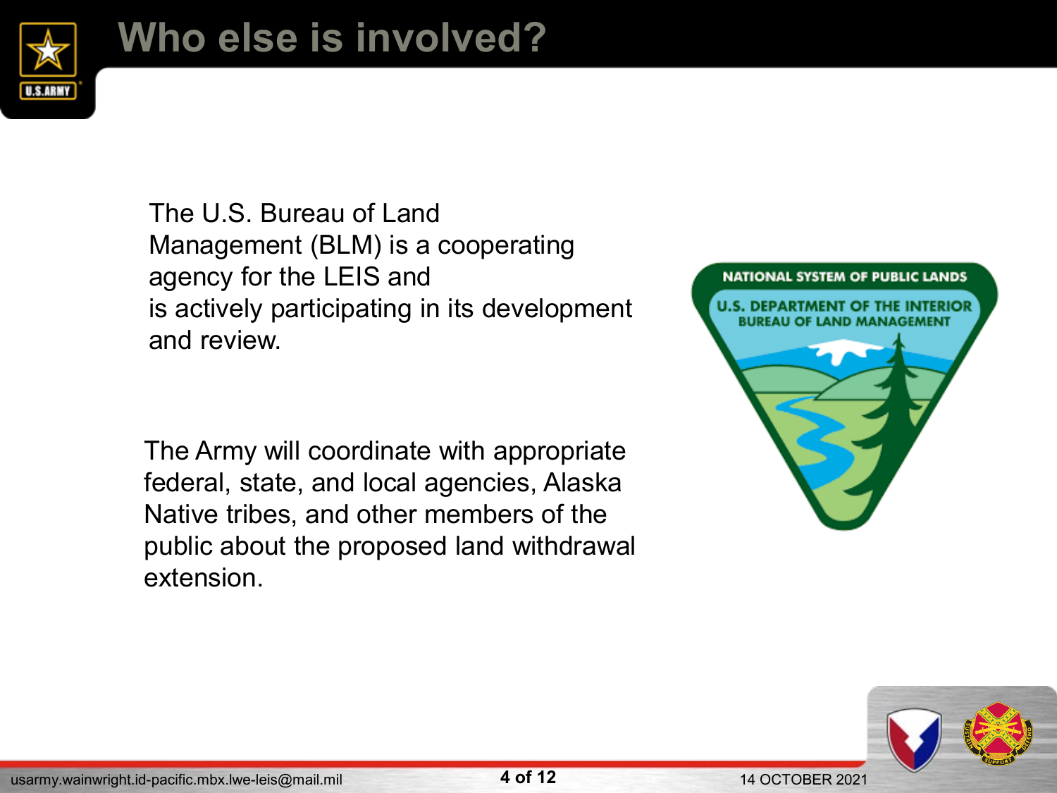# Who else is involved?

The U.S. Bureau of Land Management (BLM) is a cooperating agency for the LEIS and is actively participating in its development and review.

The Army will coordinate with appropriate federal, state, and local agencies, Alaska Native tribes, and other members of the public about the proposed land withdrawal extension.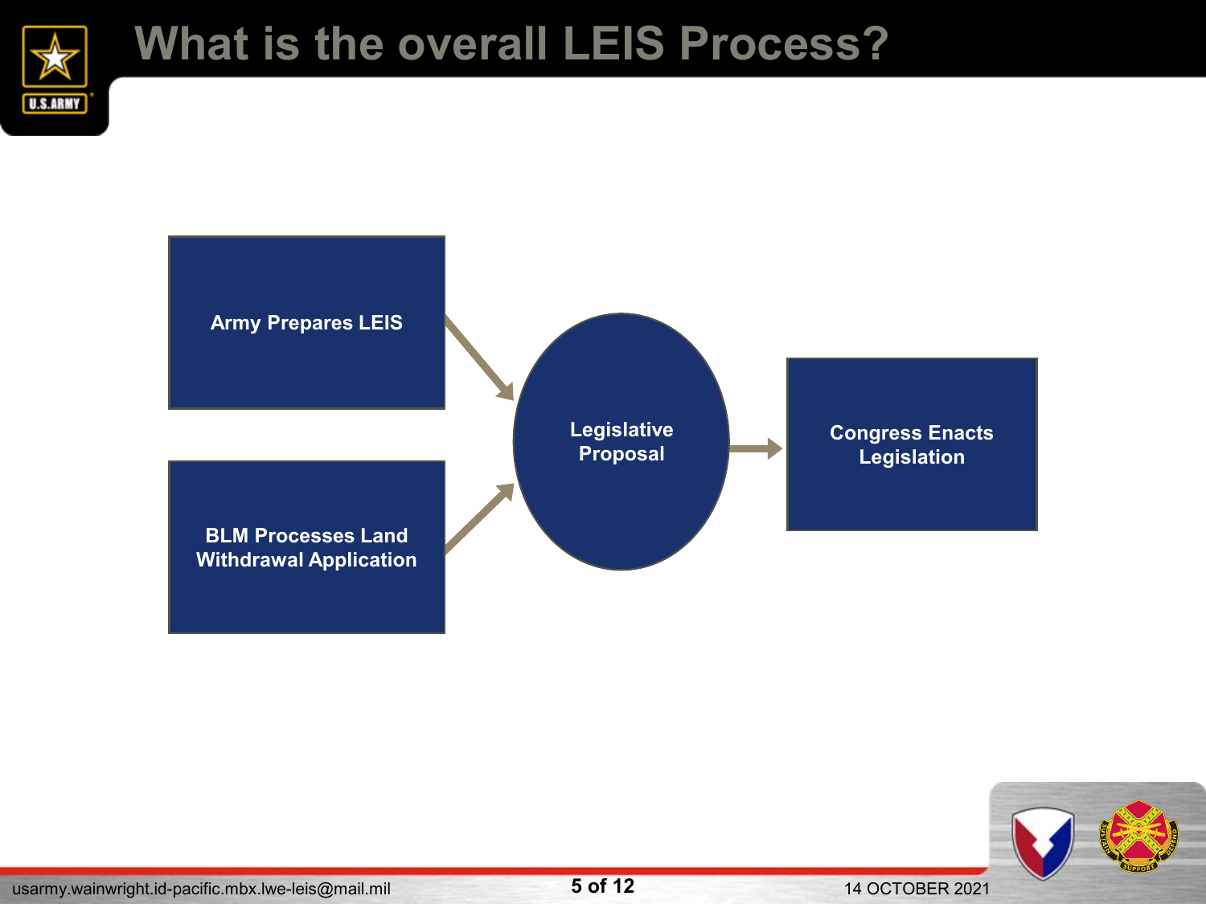# What is the overall LEIS Process?

Army Prepares LEIS

BLM Processes Land Withdrawal Application

Legislative Proposal

Congress Enacts Legislation

usarmy.wainwright.id-pacific.mbx.lwe-leis@mail.mil

14 OCTOBER 2021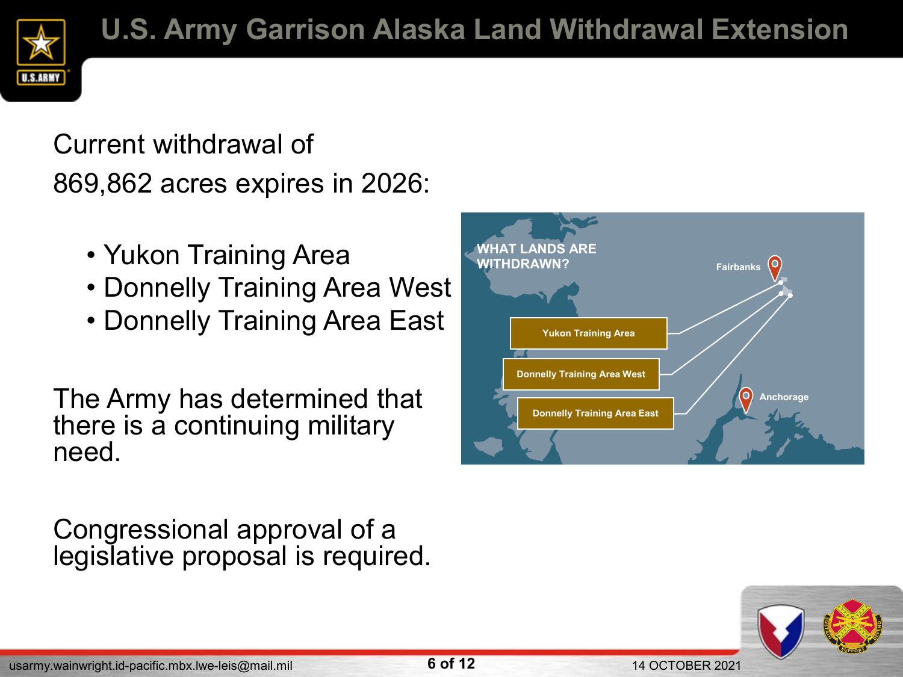# U.S. Army Garrison Alaska Land Withdrawal Extension

Current withdrawal of 869,862 acres expires in 2026:

- Yukon Training Area
- Donnelly Training Area West
- Donnelly Training Area East

The Army has determined that there is a continuing military need.

Congressional approval of a legislative proposal is required.

WHAT LANDS ARE WITHDRAWN?

Fairbanks

Yukon Training Area

Donnelly Training Area West

Donnelly Training Area East

Anchorage

usarmy.wainwright.id-pacific.mbx.lwe-leis@mail.mil

14 OCTOBER 2021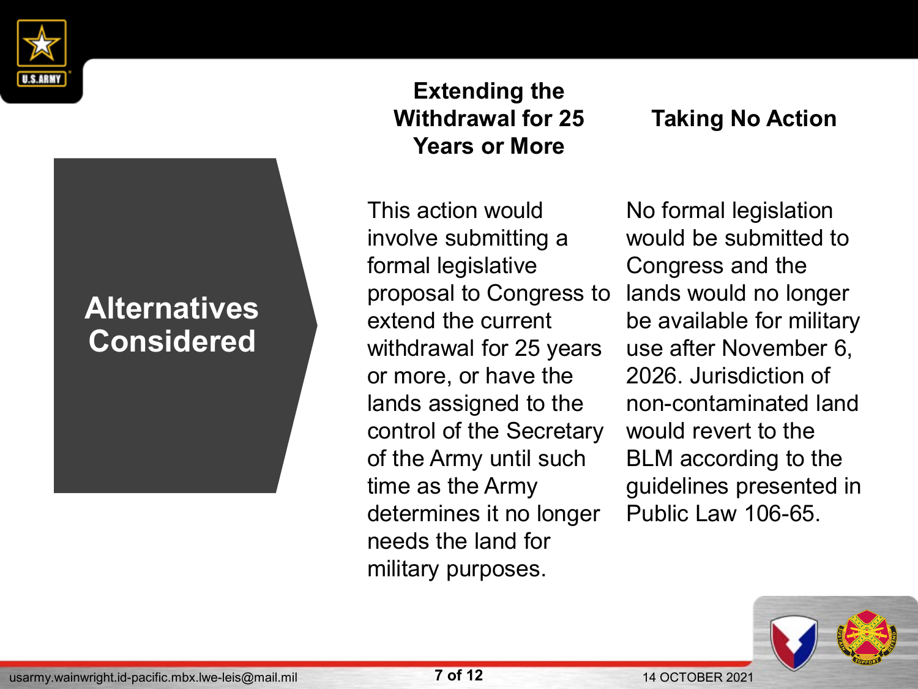# Alternatives Considered

## Extending the Withdrawal for 25 Years or More

This action would involve submitting a formal legislative proposal to Congress to extend the current withdrawal for 25 years or more, or have the lands assigned to the control of the Secretary of the Army until such time as the Army determines it no longer needs the land for military purposes.

## Taking No Action

No formal legislation would be submitted to Congress and the lands would no longer be available for military use after November 6, 2026. Jurisdiction of non-contaminated land would revert to the BLM according to the guidelines presented in Public Law 106-65.

usarmy.wainwright.id-pacific.mbx.lwe-leis@mail.mil

14 OCTOBER 2021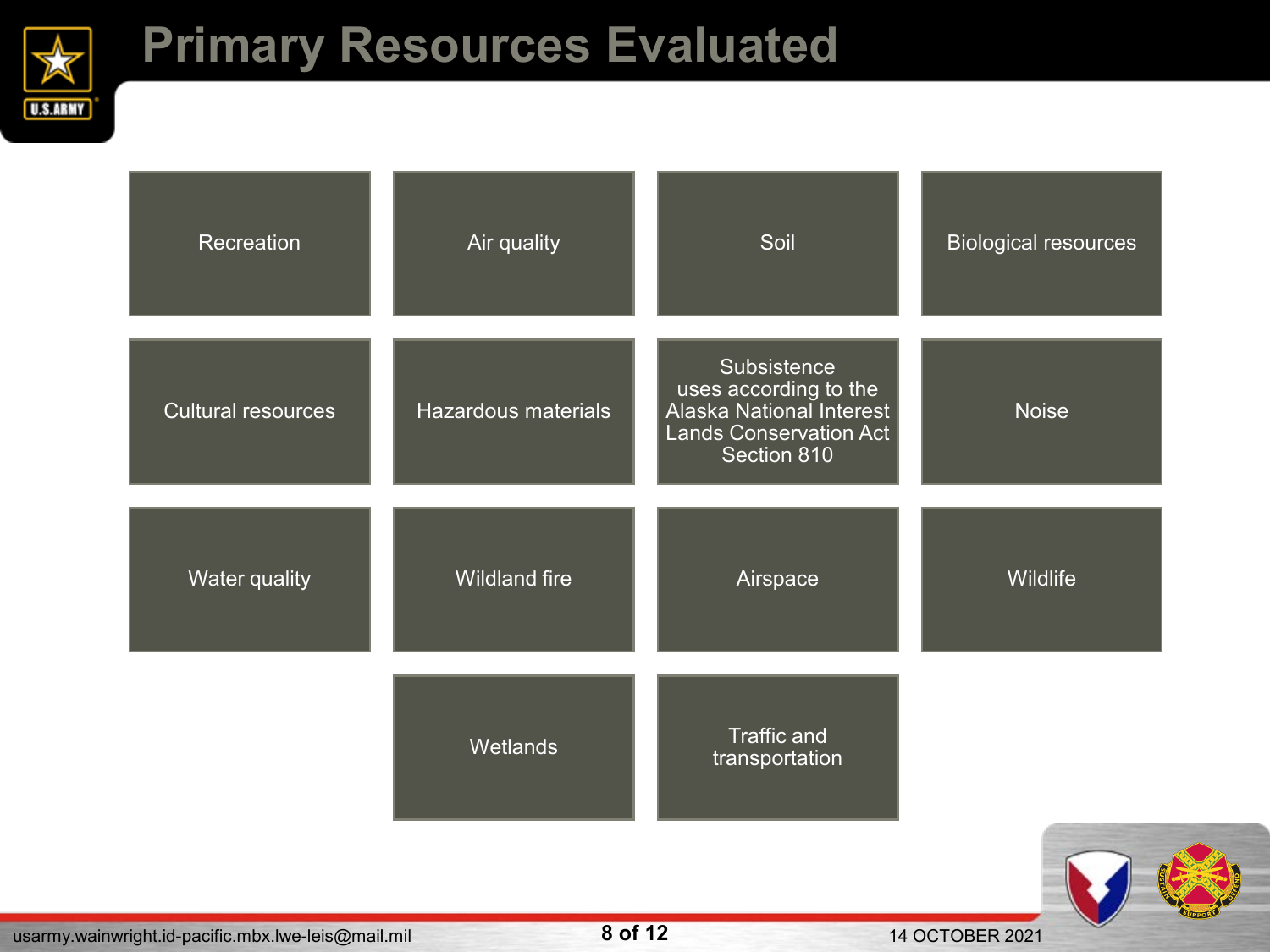# Primary Resources Evaluated

- Recreation
- Air quality
- Soil
- Biological resources
- Cultural resources
- Hazardous materials
- Subsistence uses according to the Alaska National Interest Lands Conservation Act Section 810
- Noise
- Water quality
- Wildland fire
- Airspace
- Wildlife
- Wetlands
- Traffic and transportation

usarmy.wainwright.id-pacific.mbx.lwe-leis@mail.mil

14 OCTOBER 2021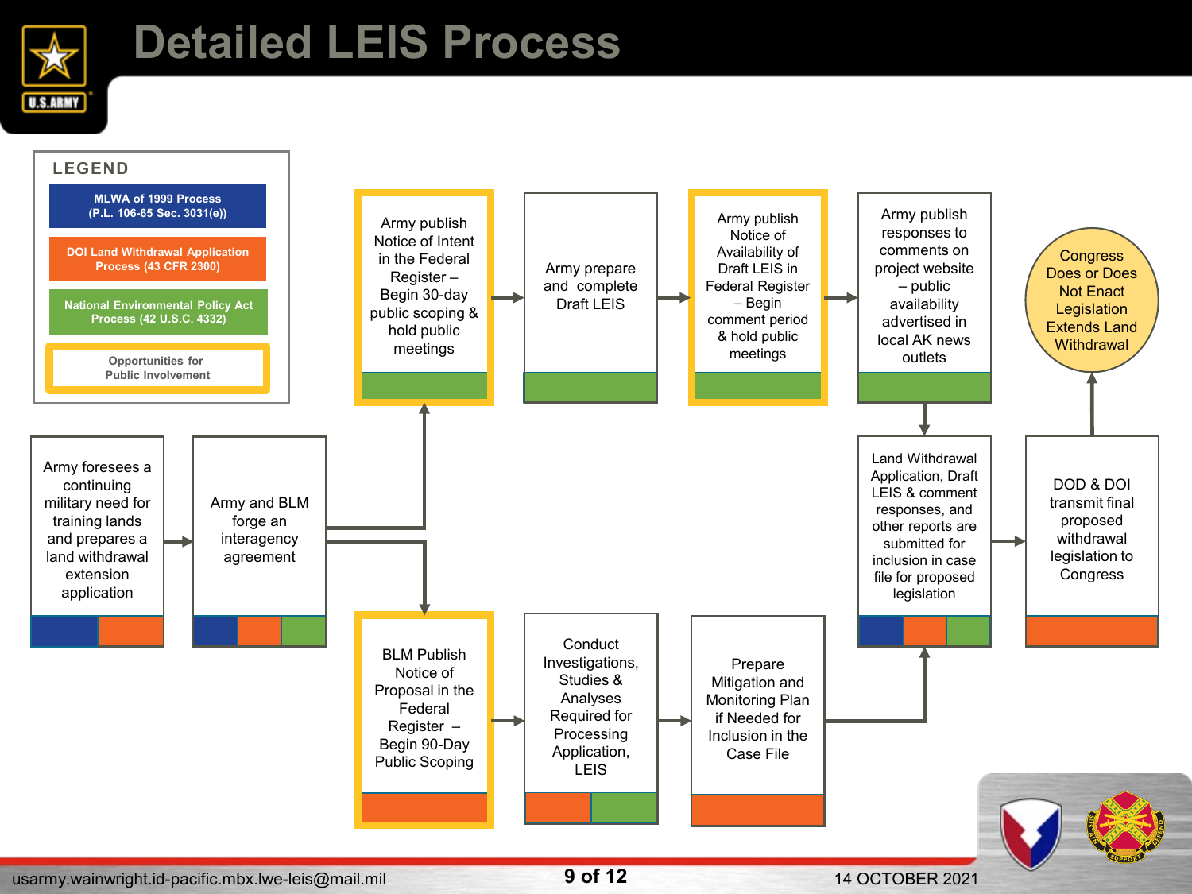# Detailed LEIS Process

**LEGEND**

- MLWA of 1999 Process (P.L. 106-65 Sec. 3031(e))
- DOI Land Withdrawal Application Process (43 CFR 2300)
- National Environmental Policy Act Process (42 U.S.C. 4332)
- Opportunities for Public Involvement

1. Army foresees a continuing military need for training lands and prepares a land withdrawal extension application
2. Army and BLM forge an interagency agreement
3. Upper track:
   - Army publish Notice of Intent in the Federal Register – Begin 30-day public scoping & hold public meetings
   - Army prepare and complete Draft LEIS
   - Army publish Notice of Availability of Draft LEIS in Federal Register – Begin comment period & hold public meetings
   - Army publish responses to comments on project website – public availability advertised in local AK news outlets
4. Lower track:
   - BLM Publish Notice of Proposal in the Federal Register – Begin 90-Day Public Scoping
   - Conduct Investigations, Studies & Analyses Required for Processing Application, LEIS
   - Prepare Mitigation and Monitoring Plan if Needed for Inclusion in the Case File
5. Land Withdrawal Application, Draft LEIS & comment responses, and other reports are submitted for inclusion in case file for proposed legislation
6. DOD & DOI transmit final proposed withdrawal legislation to Congress
7. Congress Does or Does Not Enact Legislation Extends Land Withdrawal

usarmy.wainwright.id-pacific.mbx.lwe-leis@mail.mil

14 OCTOBER 2021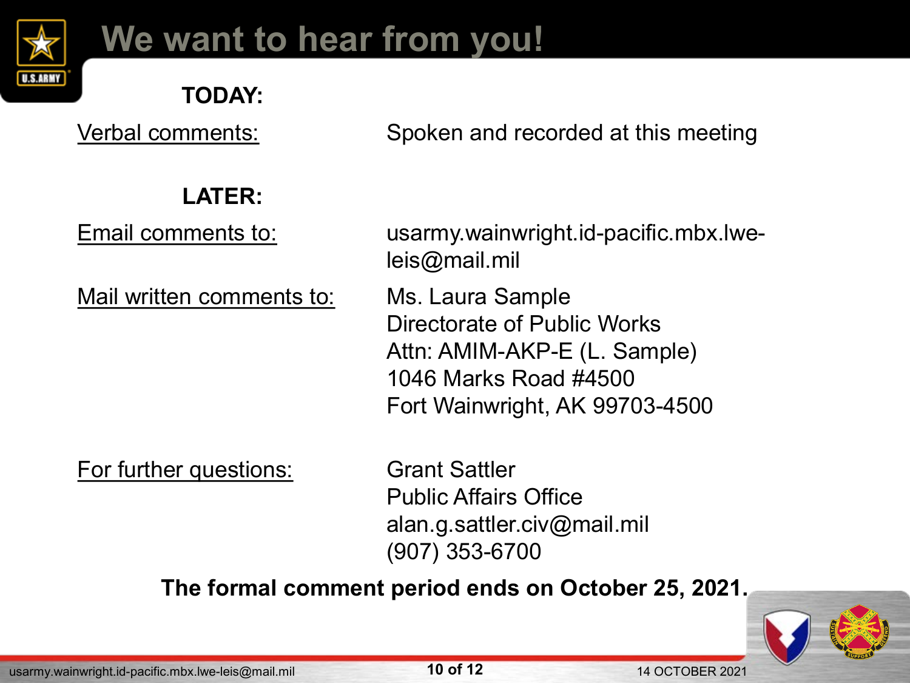# We want to hear from you!

**TODAY:**

Verbal comments: Spoken and recorded at this meeting

**LATER:**

Email comments to: usarmy.wainwright.id-pacific.mbx.lwe-leis@mail.mil

Mail written comments to:
Ms. Laura Sample
Directorate of Public Works
Attn: AMIM-AKP-E (L. Sample)
1046 Marks Road #4500
Fort Wainwright, AK 99703-4500

For further questions:
Grant Sattler
Public Affairs Office
alan.g.sattler.civ@mail.mil
(907) 353-6700

**The formal comment period ends on October 25, 2021.**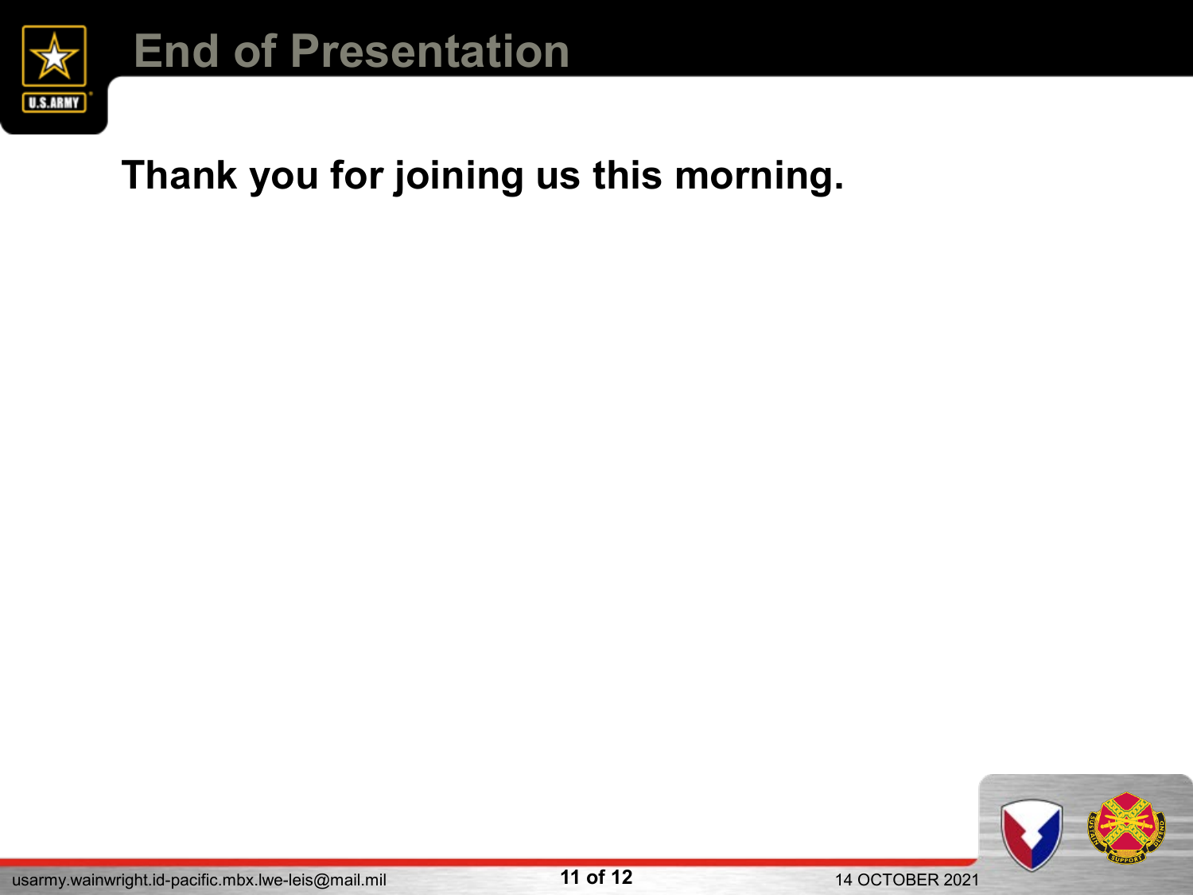# End of Presentation

**Thank you for joining us this morning.**